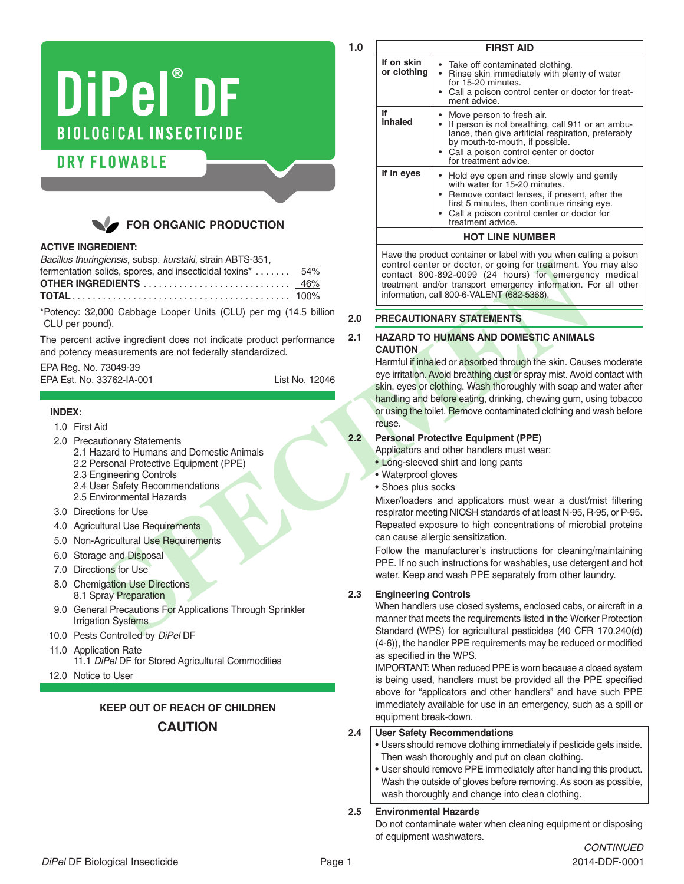# DiPel® DF

## BIOLOGICAL INSECTICIDE

## DRY FLOWABLE

**FOR ORGANIC PRODUCTION**

**ACTIVE INGREDIENT:**

| | |
|---|---|
| *Bacillus thuringiensis*, subsp. *kurstaki*, strain ABTS-351, fermentation solids, spores, and insecticidal toxins* | 54% |
| **OTHER INGREDIENTS** | 46% |
| **TOTAL** | 100% |

*Potency: 32,000 Cabbage Looper Units (CLU) per mg (14.5 billion CLU per pound).

The percent active ingredient does not indicate product performance and potency measurements are not federally standardized.

EPA Reg. No. 73049-39

EPA Est. No. 33762-IA-001 List No. 12046

**INDEX:**

- 1.0 First Aid
- 2.0 Precautionary Statements
  - 2.1 Hazard to Humans and Domestic Animals
  - 2.2 Personal Protective Equipment (PPE)
  - 2.3 Engineering Controls
  - 2.4 User Safety Recommendations
  - 2.5 Environmental Hazards
- 3.0 Directions for Use
- 4.0 Agricultural Use Requirements
- 5.0 Non-Agricultural Use Requirements
- 6.0 Storage and Disposal
- 7.0 Directions for Use
- 8.0 Chemigation Use Directions
  - 8.1 Spray Preparation
- 9.0 General Precautions For Applications Through Sprinkler Irrigation Systems
- 10.0 Pests Controlled by *DiPel* DF
- 11.0 Application Rate
  - 11.1 *DiPel* DF for Stored Agricultural Commodities
- 12.0 Notice to User

**KEEP OUT OF REACH OF CHILDREN**

**CAUTION**

## 1.0 FIRST AID

| | |
|---|---|
| **If on skin or clothing** | • Take off contaminated clothing.<br>• Rinse skin immediately with plenty of water for 15-20 minutes.<br>• Call a poison control center or doctor for treatment advice. |
| **If inhaled** | • Move person to fresh air.<br>• If person is not breathing, call 911 or an ambulance, then give artificial respiration, preferably by mouth-to-mouth, if possible.<br>• Call a poison control center or doctor for treatment advice. |
| **If in eyes** | • Hold eye open and rinse slowly and gently with water for 15-20 minutes.<br>• Remove contact lenses, if present, after the first 5 minutes, then continue rinsing eye.<br>• Call a poison control center or doctor for treatment advice. |

**HOT LINE NUMBER**

Have the product container or label with you when calling a poison control center or doctor, or going for treatment. You may also contact 800-892-0099 (24 hours) for emergency medical treatment and/or transport emergency information. For all other information, call 800-6-VALENT (682-5368).

## 2.0 PRECAUTIONARY STATEMENTS

### 2.1 HAZARD TO HUMANS AND DOMESTIC ANIMALS

**CAUTION**

Harmful if inhaled or absorbed through the skin. Causes moderate eye irritation. Avoid breathing dust or spray mist. Avoid contact with skin, eyes or clothing. Wash thoroughly with soap and water after handling and before eating, drinking, chewing gum, using tobacco or using the toilet. Remove contaminated clothing and wash before reuse.

### 2.2 Personal Protective Equipment (PPE)

Applicators and other handlers must wear:

- Long-sleeved shirt and long pants
- Waterproof gloves
- Shoes plus socks

Mixer/loaders and applicators must wear a dust/mist filtering respirator meeting NIOSH standards of at least N-95, R-95, or P-95. Repeated exposure to high concentrations of microbial proteins can cause allergic sensitization.

Follow the manufacturer's instructions for cleaning/maintaining PPE. If no such instructions for washables, use detergent and hot water. Keep and wash PPE separately from other laundry.

### 2.3 Engineering Controls

When handlers use closed systems, enclosed cabs, or aircraft in a manner that meets the requirements listed in the Worker Protection Standard (WPS) for agricultural pesticides (40 CFR 170.240(d)(4-6)), the handler PPE requirements may be reduced or modified as specified in the WPS.

IMPORTANT: When reduced PPE is worn because a closed system is being used, handlers must be provided all the PPE specified above for "applicators and other handlers" and have such PPE immediately available for use in an emergency, such as a spill or equipment break-down.

### 2.4 User Safety Recommendations

- Users should remove clothing immediately if pesticide gets inside. Then wash thoroughly and put on clean clothing.
- User should remove PPE immediately after handling this product. Wash the outside of gloves before removing. As soon as possible, wash thoroughly and change into clean clothing.

### 2.5 Environmental Hazards

Do not contaminate water when cleaning equipment or disposing of equipment washwaters.

*CONTINUED*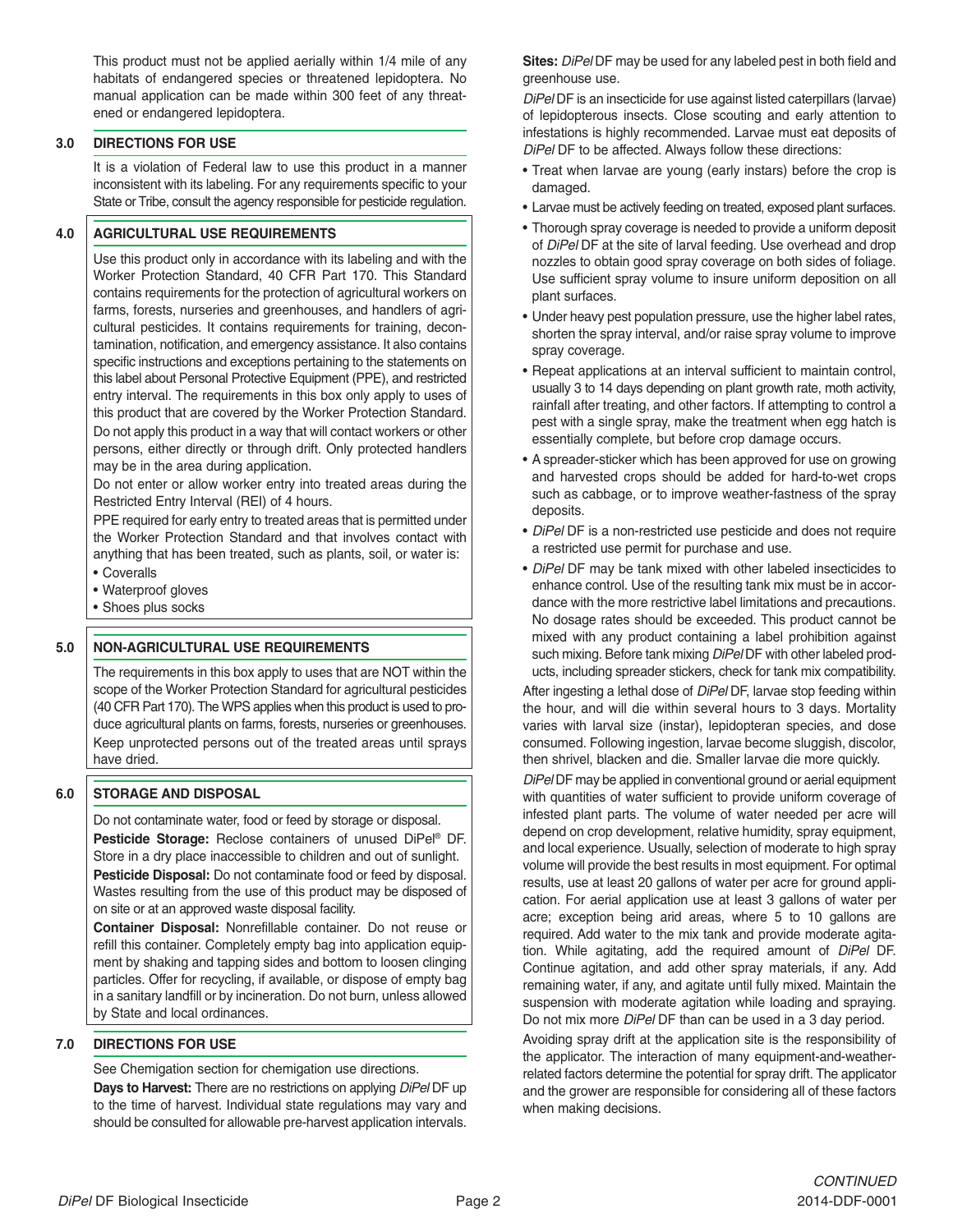This product must not be applied aerially within 1/4 mile of any habitats of endangered species or threatened lepidoptera. No manual application can be made within 300 feet of any threatened or endangered lepidoptera.

## 3.0 DIRECTIONS FOR USE

It is a violation of Federal law to use this product in a manner inconsistent with its labeling. For any requirements specific to your State or Tribe, consult the agency responsible for pesticide regulation.

## 4.0 AGRICULTURAL USE REQUIREMENTS

Use this product only in accordance with its labeling and with the Worker Protection Standard, 40 CFR Part 170. This Standard contains requirements for the protection of agricultural workers on farms, forests, nurseries and greenhouses, and handlers of agricultural pesticides. It contains requirements for training, decontamination, notification, and emergency assistance. It also contains specific instructions and exceptions pertaining to the statements on this label about Personal Protective Equipment (PPE), and restricted entry interval. The requirements in this box only apply to uses of this product that are covered by the Worker Protection Standard.

Do not apply this product in a way that will contact workers or other persons, either directly or through drift. Only protected handlers may be in the area during application.

Do not enter or allow worker entry into treated areas during the Restricted Entry Interval (REI) of 4 hours.

PPE required for early entry to treated areas that is permitted under the Worker Protection Standard and that involves contact with anything that has been treated, such as plants, soil, or water is:

- Coveralls
- Waterproof gloves
- Shoes plus socks

## 5.0 NON-AGRICULTURAL USE REQUIREMENTS

The requirements in this box apply to uses that are NOT within the scope of the Worker Protection Standard for agricultural pesticides (40 CFR Part 170). The WPS applies when this product is used to produce agricultural plants on farms, forests, nurseries or greenhouses.

Keep unprotected persons out of the treated areas until sprays have dried.

## 6.0 STORAGE AND DISPOSAL

Do not contaminate water, food or feed by storage or disposal.

**Pesticide Storage:** Reclose containers of unused DiPel® DF. Store in a dry place inaccessible to children and out of sunlight.

**Pesticide Disposal:** Do not contaminate food or feed by disposal. Wastes resulting from the use of this product may be disposed of on site or at an approved waste disposal facility.

**Container Disposal:** Nonrefillable container. Do not reuse or refill this container. Completely empty bag into application equipment by shaking and tapping sides and bottom to loosen clinging particles. Offer for recycling, if available, or dispose of empty bag in a sanitary landfill or by incineration. Do not burn, unless allowed by State and local ordinances.

## 7.0 DIRECTIONS FOR USE

See Chemigation section for chemigation use directions.

**Days to Harvest:** There are no restrictions on applying *DiPel* DF up to the time of harvest. Individual state regulations may vary and should be consulted for allowable pre-harvest application intervals.

**Sites:** *DiPel* DF may be used for any labeled pest in both field and greenhouse use.

*DiPel* DF is an insecticide for use against listed caterpillars (larvae) of lepidopterous insects. Close scouting and early attention to infestations is highly recommended. Larvae must eat deposits of *DiPel* DF to be affected. Always follow these directions:

- Treat when larvae are young (early instars) before the crop is damaged.
- Larvae must be actively feeding on treated, exposed plant surfaces.
- Thorough spray coverage is needed to provide a uniform deposit of *DiPel* DF at the site of larval feeding. Use overhead and drop nozzles to obtain good spray coverage on both sides of foliage. Use sufficient spray volume to insure uniform deposition on all plant surfaces.
- Under heavy pest population pressure, use the higher label rates, shorten the spray interval, and/or raise spray volume to improve spray coverage.
- Repeat applications at an interval sufficient to maintain control, usually 3 to 14 days depending on plant growth rate, moth activity, rainfall after treating, and other factors. If attempting to control a pest with a single spray, make the treatment when egg hatch is essentially complete, but before crop damage occurs.
- A spreader-sticker which has been approved for use on growing and harvested crops should be added for hard-to-wet crops such as cabbage, or to improve weather-fastness of the spray deposits.
- *DiPel* DF is a non-restricted use pesticide and does not require a restricted use permit for purchase and use.
- *DiPel* DF may be tank mixed with other labeled insecticides to enhance control. Use of the resulting tank mix must be in accordance with the more restrictive label limitations and precautions. No dosage rates should be exceeded. This product cannot be mixed with any product containing a label prohibition against such mixing. Before tank mixing *DiPel* DF with other labeled products, including spreader stickers, check for tank mix compatibility.

After ingesting a lethal dose of *DiPel* DF, larvae stop feeding within the hour, and will die within several hours to 3 days. Mortality varies with larval size (instar), lepidopteran species, and dose consumed. Following ingestion, larvae become sluggish, discolor, then shrivel, blacken and die. Smaller larvae die more quickly.

*DiPel* DF may be applied in conventional ground or aerial equipment with quantities of water sufficient to provide uniform coverage of infested plant parts. The volume of water needed per acre will depend on crop development, relative humidity, spray equipment, and local experience. Usually, selection of moderate to high spray volume will provide the best results in most equipment. For optimal results, use at least 20 gallons of water per acre for ground application. For aerial application use at least 3 gallons of water per acre; exception being arid areas, where 5 to 10 gallons are required. Add water to the mix tank and provide moderate agitation. While agitating, add the required amount of *DiPel* DF. Continue agitation, and add other spray materials, if any. Add remaining water, if any, and agitate until fully mixed. Maintain the suspension with moderate agitation while loading and spraying. Do not mix more *DiPel* DF than can be used in a 3 day period.

Avoiding spray drift at the application site is the responsibility of the applicator. The interaction of many equipment-and-weather-related factors determine the potential for spray drift. The applicator and the grower are responsible for considering all of these factors when making decisions.

*CONTINUED*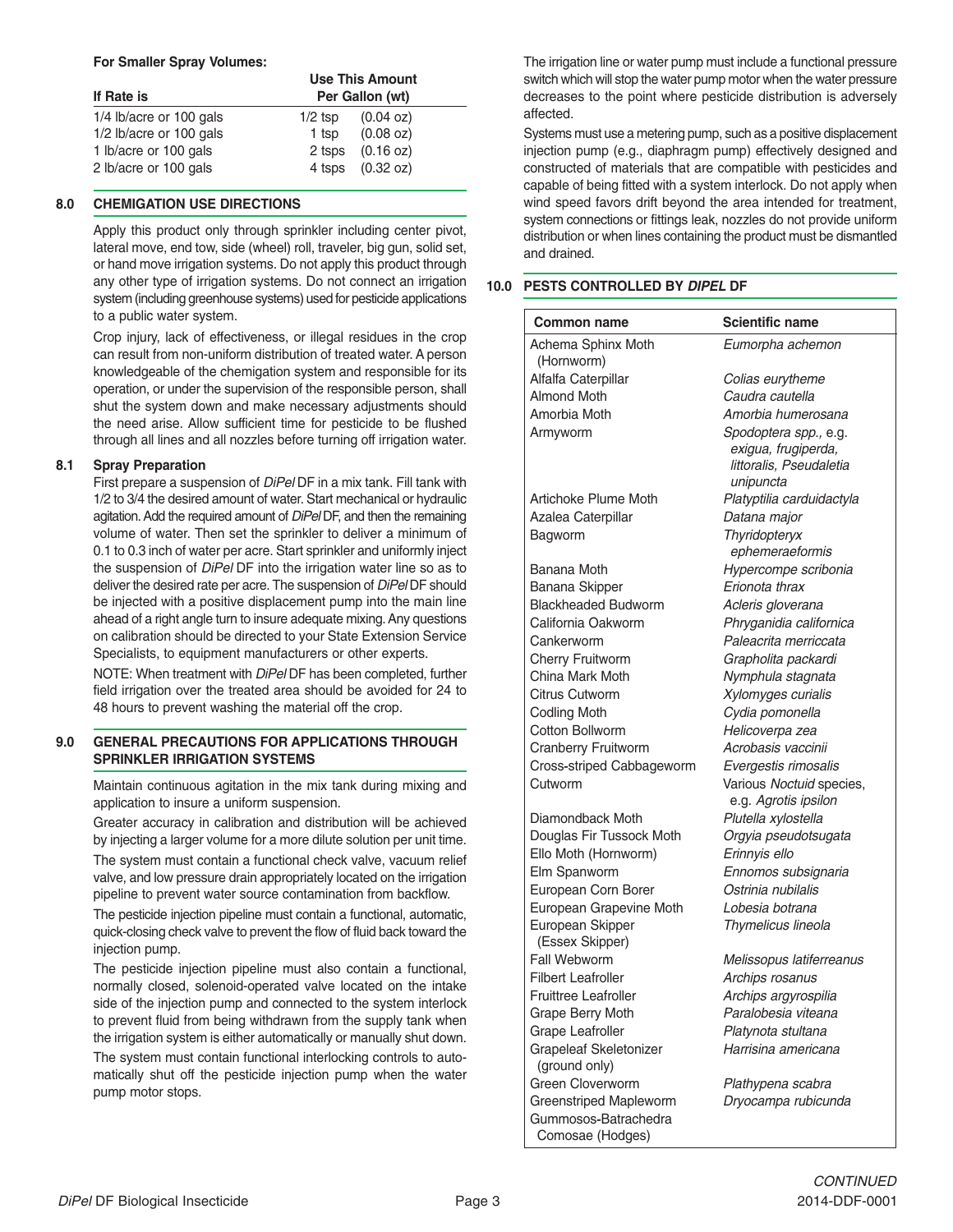**For Smaller Spray Volumes:**

| If Rate is | Use This Amount Per Gallon (wt) | |
|---|---|---|
| 1/4 lb/acre or 100 gals | 1/2 tsp | (0.04 oz) |
| 1/2 lb/acre or 100 gals | 1 tsp | (0.08 oz) |
| 1 lb/acre or 100 gals | 2 tsps | (0.16 oz) |
| 2 lb/acre or 100 gals | 4 tsps | (0.32 oz) |

## 8.0 CHEMIGATION USE DIRECTIONS

Apply this product only through sprinkler including center pivot, lateral move, end tow, side (wheel) roll, traveler, big gun, solid set, or hand move irrigation systems. Do not apply this product through any other type of irrigation systems. Do not connect an irrigation system (including greenhouse systems) used for pesticide applications to a public water system.

Crop injury, lack of effectiveness, or illegal residues in the crop can result from non-uniform distribution of treated water. A person knowledgeable of the chemigation system and responsible for its operation, or under the supervision of the responsible person, shall shut the system down and make necessary adjustments should the need arise. Allow sufficient time for pesticide to be flushed through all lines and all nozzles before turning off irrigation water.

### 8.1 Spray Preparation

First prepare a suspension of *DiPel* DF in a mix tank. Fill tank with 1/2 to 3/4 the desired amount of water. Start mechanical or hydraulic agitation. Add the required amount of *DiPel* DF, and then the remaining volume of water. Then set the sprinkler to deliver a minimum of 0.1 to 0.3 inch of water per acre. Start sprinkler and uniformly inject the suspension of *DiPel* DF into the irrigation water line so as to deliver the desired rate per acre. The suspension of *DiPel* DF should be injected with a positive displacement pump into the main line ahead of a right angle turn to insure adequate mixing. Any questions on calibration should be directed to your State Extension Service Specialists, to equipment manufacturers or other experts.

NOTE: When treatment with *DiPel* DF has been completed, further field irrigation over the treated area should be avoided for 24 to 48 hours to prevent washing the material off the crop.

## 9.0 GENERAL PRECAUTIONS FOR APPLICATIONS THROUGH SPRINKLER IRRIGATION SYSTEMS

Maintain continuous agitation in the mix tank during mixing and application to insure a uniform suspension.

Greater accuracy in calibration and distribution will be achieved by injecting a larger volume for a more dilute solution per unit time.

The system must contain a functional check valve, vacuum relief valve, and low pressure drain appropriately located on the irrigation pipeline to prevent water source contamination from backflow.

The pesticide injection pipeline must contain a functional, automatic, quick-closing check valve to prevent the flow of fluid back toward the injection pump.

The pesticide injection pipeline must also contain a functional, normally closed, solenoid-operated valve located on the intake side of the injection pump and connected to the system interlock to prevent fluid from being withdrawn from the supply tank when the irrigation system is either automatically or manually shut down.

The system must contain functional interlocking controls to automatically shut off the pesticide injection pump when the water pump motor stops.

The irrigation line or water pump must include a functional pressure switch which will stop the water pump motor when the water pressure decreases to the point where pesticide distribution is adversely affected.

Systems must use a metering pump, such as a positive displacement injection pump (e.g., diaphragm pump) effectively designed and constructed of materials that are compatible with pesticides and capable of being fitted with a system interlock. Do not apply when wind speed favors drift beyond the area intended for treatment, system connections or fittings leak, nozzles do not provide uniform distribution or when lines containing the product must be dismantled and drained.

## 10.0 PESTS CONTROLLED BY *DIPEL* DF

| Common name | Scientific name |
|---|---|
| Achema Sphinx Moth (Hornworm) | *Eumorpha achemon* |
| Alfalfa Caterpillar | *Colias eurytheme* |
| Almond Moth | *Caudra cautella* |
| Amorbia Moth | *Amorbia humerosana* |
| Armyworm | *Spodoptera spp.,* e.g. *exigua, frugiperda, littoralis, Pseudaletia unipuncta* |
| Artichoke Plume Moth | *Platyptilia carduidactyla* |
| Azalea Caterpillar | *Datana major* |
| Bagworm | *Thyridopteryx ephemeraeformis* |
| Banana Moth | *Hypercompe scribonia* |
| Banana Skipper | *Erionota thrax* |
| Blackheaded Budworm | *Acleris gloverana* |
| California Oakworm | *Phryganidia californica* |
| Cankerworm | *Paleacrita merriccata* |
| Cherry Fruitworm | *Grapholita packardi* |
| China Mark Moth | *Nymphula stagnata* |
| Citrus Cutworm | *Xylomyges curialis* |
| Codling Moth | *Cydia pomonella* |
| Cotton Bollworm | *Helicoverpa zea* |
| Cranberry Fruitworm | *Acrobasis vaccinii* |
| Cross-striped Cabbageworm | *Evergestis rimosalis* |
| Cutworm | Various *Noctuid* species, e.g. *Agrotis ipsilon* |
| Diamondback Moth | *Plutella xylostella* |
| Douglas Fir Tussock Moth | *Orgyia pseudotsugata* |
| Ello Moth (Hornworm) | *Erinnyis ello* |
| Elm Spanworm | *Ennomos subsignaria* |
| European Corn Borer | *Ostrinia nubilalis* |
| European Grapevine Moth | *Lobesia botrana* |
| European Skipper (Essex Skipper) | *Thymelicus lineola* |
| Fall Webworm | *Melissopus latiferreanus* |
| Filbert Leafroller | *Archips rosanus* |
| Fruittree Leafroller | *Archips argyrospilia* |
| Grape Berry Moth | *Paralobesia viteana* |
| Grape Leafroller | *Platynota stultana* |
| Grapeleaf Skeletonizer (ground only) | *Harrisina americana* |
| Green Cloverworm | *Plathypena scabra* |
| Greenstriped Mapleworm | *Dryocampa rubicunda* |
| Gummosos-Batrachedra Comosae (Hodges) | |

*CONTINUED*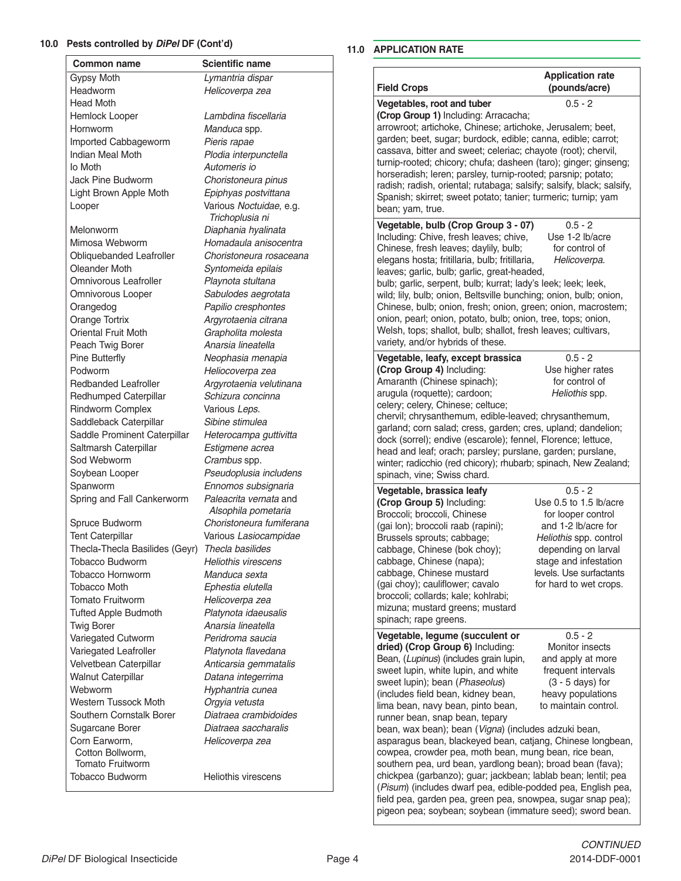## 10.0 Pests controlled by *DiPel* DF (Cont'd)

| Common name | Scientific name |
|---|---|
| Gypsy Moth | *Lymantria dispar* |
| Headworm | *Helicoverpa zea* |
| Head Moth | |
| Hemlock Looper | *Lambdina fiscellaria* |
| Hornworm | *Manduca* spp. |
| Imported Cabbageworm | *Pieris rapae* |
| Indian Meal Moth | *Plodia interpunctella* |
| Io Moth | *Automeris io* |
| Jack Pine Budworm | *Choristoneura pinus* |
| Light Brown Apple Moth | *Epiphyas postvittana* |
| Looper | Various *Noctuidae*, e.g. *Trichoplusia ni* |
| Melonworm | *Diaphania hyalinata* |
| Mimosa Webworm | *Homadaula anisocentra* |
| Obliquebanded Leafroller | *Choristoneura rosaceana* |
| Oleander Moth | *Syntomeida epilais* |
| Omnivorous Leafroller | *Playnota stultana* |
| Omnivorous Looper | *Sabulodes aegrotata* |
| Orangedog | *Papilio cresphontes* |
| Orange Tortrix | *Argyrotaenia citrana* |
| Oriental Fruit Moth | *Grapholita molesta* |
| Peach Twig Borer | *Anarsia lineatella* |
| Pine Butterfly | *Neophasia menapia* |
| Podworm | *Heliocoverpa zea* |
| Redbanded Leafroller | *Argyrotaenia velutinana* |
| Redhumped Caterpillar | *Schizura concinna* |
| Rindworm Complex | Various *Leps*. |
| Saddleback Caterpillar | *Sibine stimulea* |
| Saddle Prominent Caterpillar | *Heterocampa guttivitta* |
| Saltmarsh Caterpillar | *Estigmene acrea* |
| Sod Webworm | *Crambus* spp. |
| Soybean Looper | *Pseudoplusia includens* |
| Spanworm | *Ennomos subsignaria* |
| Spring and Fall Cankerworm | *Paleacrita vernata* and *Alsophila pometaria* |
| Spruce Budworm | *Choristoneura fumiferana* |
| Tent Caterpillar | Various *Lasiocampidae* |
| Thecla-Thecla Basilides (Geyr) | *Thecla basilides* |
| Tobacco Budworm | *Heliothis virescens* |
| Tobacco Hornworm | *Manduca sexta* |
| Tobacco Moth | *Ephestia elutella* |
| Tomato Fruitworm | *Helicoverpa zea* |
| Tufted Apple Budmoth | *Platynota idaeusalis* |
| Twig Borer | *Anarsia lineatella* |
| Variegated Cutworm | *Peridroma saucia* |
| Variegated Leafroller | *Platynota flavedana* |
| Velvetbean Caterpillar | *Anticarsia gemmatalis* |
| Walnut Caterpillar | *Datana integerrima* |
| Webworm | *Hyphantria cunea* |
| Western Tussock Moth | *Orgyia vetusta* |
| Southern Cornstalk Borer | *Diatraea crambidoides* |
| Sugarcane Borer | *Diatraea saccharalis* |
| Corn Earworm, Cotton Bollworm, Tomato Fruitworm | *Helicoverpa zea* |
| Tobacco Budworm | Heliothis virescens |

## 11.0 APPLICATION RATE

| Field Crops | Application rate (pounds/acre) |
|---|---|
| **Vegetables, root and tuber (Crop Group 1)** Including: Arracacha; arrowroot; artichoke, Chinese; artichoke, Jerusalem; beet, garden; beet, sugar; burdock, edible; canna, edible; carrot; cassava, bitter and sweet; celeriac; chayote (root); chervil, turnip-rooted; chicory; chufa; dasheen (taro); ginger; ginseng; horseradish; leren; parsley, turnip-rooted; parsnip; potato; radish; radish, oriental; rutabaga; salsify; salsify, black; salsify, Spanish; skirret; sweet potato; tanier; turmeric; turnip; yam bean; yam, true. | 0.5 - 2 |
| **Vegetable, bulb (Crop Group 3 - 07)** Including: Chive, fresh leaves; chive, Chinese, fresh leaves; daylily, bulb; elegans hosta; fritillaria, bulb; fritillaria, leaves; garlic, bulb; garlic, great-headed, bulb; garlic, serpent, bulb; kurrat; lady's leek; leek; leek, wild; lily, bulb; onion, Beltsville bunching; onion, bulb; onion, Chinese, bulb; onion, fresh; onion, green; onion, macrostem; onion, pearl; onion, potato, bulb; onion, tree, tops; onion, Welsh, tops; shallot, bulb; shallot, fresh leaves; cultivars, variety, and/or hybrids of these. | 0.5 - 2 Use 1-2 lb/acre for control of *Helicoverpa*. |
| **Vegetable, leafy, except brassica (Crop Group 4)** Including: Amaranth (Chinese spinach); arugula (roquette); cardoon; celery; celery, Chinese; celtuce; chervil; chrysanthemum, edible-leaved; chrysanthemum, garland; corn salad; cress, garden; cres, upland; dandelion; dock (sorrel); endive (escarole); fennel, Florence; lettuce, head and leaf; orach; parsley; purslane, garden; purslane, winter; radicchio (red chicory); rhubarb; spinach, New Zealand; spinach, vine; Swiss chard. | 0.5 - 2 Use higher rates for control of *Heliothis* spp. |
| **Vegetable, brassica leafy (Crop Group 5)** Including: Broccoli; broccoli, Chinese (gai lon); broccoli raab (rapini); Brussels sprouts; cabbage; cabbage, Chinese (bok choy); cabbage, Chinese (napa); cabbage, Chinese mustard (gai choy); cauliflower; cavalo broccoli; collards; kale; kohlrabi; mizuna; mustard greens; mustard spinach; rape greens. | 0.5 - 2 Use 0.5 to 1.5 lb/acre for looper control and 1-2 lb/acre for *Heliothis* spp. control depending on larval stage and infestation levels. Use surfactants for hard to wet crops. |
| **Vegetable, legume (succulent or dried) (Crop Group 6)** Including: Bean, (*Lupinus*) (includes grain lupin, sweet lupin, white lupin, and white sweet lupin); bean (*Phaseolus*) (includes field bean, kidney bean, lima bean, navy bean, pinto bean, runner bean, snap bean, tepary bean, wax bean); bean (*Vigna*) (includes adzuki bean, asparagus bean, blackeyed bean, catjang, Chinese longbean, cowpea, crowder pea, moth bean, mung bean, rice bean, southern pea, urd bean, yardlong bean); broad bean (fava); chickpea (garbanzo); guar; jackbean; lablab bean; lentil; pea (*Pisum*) (includes dwarf pea, edible-podded pea, English pea, field pea, garden pea, green pea, snowpea, sugar snap pea); pigeon pea; soybean; soybean (immature seed); sword bean. | 0.5 - 2 Monitor insects and apply at more frequent intervals (3 - 5 days) for heavy populations to maintain control. |

*CONTINUED*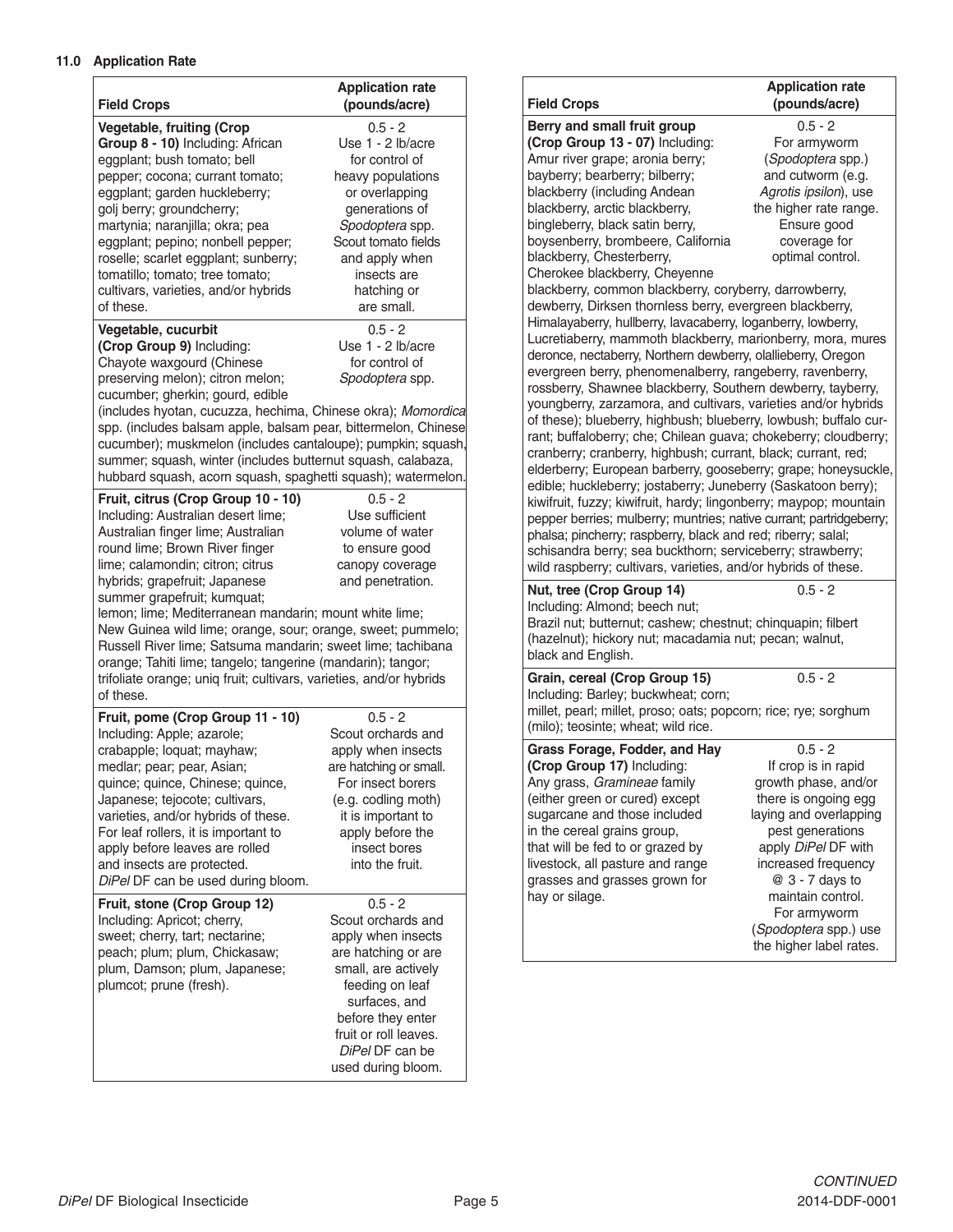### 11.0 Application Rate

| Field Crops | Application rate (pounds/acre) |
|---|---|
| **Vegetable, fruiting (Crop Group 8 - 10)** Including: African eggplant; bush tomato; bell pepper; cocona; currant tomato; eggplant; garden huckleberry; golj berry; groundcherry; martynia; naranjilla; okra; pea eggplant; pepino; nonbell pepper; roselle; scarlet eggplant; sunberry; tomatillo; tomato; tree tomato; cultivars, varieties, and/or hybrids of these. | 0.5 - 2 Use 1 - 2 lb/acre for control of heavy populations or overlapping generations of *Spodoptera* spp. Scout tomato fields and apply when insects are hatching or are small. |
| **Vegetable, cucurbit (Crop Group 9)** Including: Chayote waxgourd (Chinese preserving melon); citron melon; cucumber; gherkin; gourd, edible (includes hyotan, cucuzza, hechima, Chinese okra); *Momordica* spp. (includes balsam apple, balsam pear, bittermelon, Chinese cucumber); muskmelon (includes cantaloupe); pumpkin; squash, summer; squash, winter (includes butternut squash, calabaza, hubbard squash, acorn squash, spaghetti squash); watermelon. | 0.5 - 2 Use 1 - 2 lb/acre for control of *Spodoptera* spp. |
| **Fruit, citrus (Crop Group 10 - 10)** Including: Australian desert lime; Australian finger lime; Australian round lime; Brown River finger lime; calamondin; citron; citrus hybrids; grapefruit; Japanese summer grapefruit; kumquat; lemon; lime; Mediterranean mandarin; mount white lime; New Guinea wild lime; orange, sour; orange, sweet; pummelo; Russell River lime; Satsuma mandarin; sweet lime; tachibana orange; Tahiti lime; tangelo; tangerine (mandarin); tangor; trifoliate orange; uniq fruit; cultivars, varieties, and/or hybrids of these. | 0.5 - 2 Use sufficient volume of water to ensure good canopy coverage and penetration. |
| **Fruit, pome (Crop Group 11 - 10)** Including: Apple; azarole; crabapple; loquat; mayhaw; medlar; pear; pear, Asian; quince; quince, Chinese; quince, Japanese; tejocote; cultivars, varieties, and/or hybrids of these. For leaf rollers, it is important to apply before leaves are rolled and insects are protected. *DiPel* DF can be used during bloom. | 0.5 - 2 Scout orchards and apply when insects are hatching or small. For insect borers (e.g. codling moth) it is important to apply before the insect bores into the fruit. |
| **Fruit, stone (Crop Group 12)** Including: Apricot; cherry, sweet; cherry, tart; nectarine; peach; plum; plum, Chickasaw; plum, Damson; plum, Japanese; plumcot; prune (fresh). | 0.5 - 2 Scout orchards and apply when insects are hatching or are small, are actively feeding on leaf surfaces, and before they enter fruit or roll leaves. *DiPel* DF can be used during bloom. |
| **Berry and small fruit group (Crop Group 13 - 07)** Including: Amur river grape; aronia berry; bayberry; bearberry; bilberry; blackberry (including Andean blackberry, arctic blackberry, bingleberry, black satin berry, boysenberry, brombeere, California blackberry, Chesterberry, Cherokee blackberry, Cheyenne blackberry, common blackberry, coryberry, darrowberry, dewberry, Dirksen thornless berry, evergreen blackberry, Himalayaberry, hullberry, lavacaberry, loganberry, lowberry, Lucretiaberry, mammoth blackberry, marionberry, mora, mures deronce, nectaberry, Northern dewberry, olallieberry, Oregon evergreen berry, phenomenalberry, rangeberry, ravenberry, rossberry, Shawnee blackberry, Southern dewberry, tayberry, youngberry, zarzamora, and cultivars, varieties and/or hybrids of these); blueberry, highbush; blueberry, lowbush; buffalo currant; buffaloberry; che; Chilean guava; chokeberry; cloudberry; cranberry; cranberry, highbush; currant, black; currant, red; elderberry; European barberry, gooseberry; grape; honeysuckle, edible; huckleberry; jostaberry; Juneberry (Saskatoon berry); kiwifruit, fuzzy; kiwifruit, hardy; lingonberry; maypop; mountain pepper berries; mulberry; muntries; native currant; partridgeberry; phalsa; pincherry; raspberry, black and red; riberry; salal; schisandra berry; sea buckthorn; serviceberry; strawberry; wild raspberry; cultivars, varieties, and/or hybrids of these. | 0.5 - 2 For armyworm (*Spodoptera* spp.) and cutworm (e.g. *Agrotis ipsilon*), use the higher rate range. Ensure good coverage for optimal control. |
| **Nut, tree (Crop Group 14)** Including: Almond; beech nut; Brazil nut; butternut; cashew; chestnut; chinquapin; filbert (hazelnut); hickory nut; macadamia nut; pecan; walnut, black and English. | 0.5 - 2 |
| **Grain, cereal (Crop Group 15)** Including: Barley; buckwheat; corn; millet, pearl; millet, proso; oats; popcorn; rice; rye; sorghum (milo); teosinte; wheat; wild rice. | 0.5 - 2 |
| **Grass Forage, Fodder, and Hay (Crop Group 17)** Including: Any grass, *Gramineae* family (either green or cured) except sugarcane and those included in the cereal grains group, that will be fed to or grazed by livestock, all pasture and range grasses and grasses grown for hay or silage. | 0.5 - 2 If crop is in rapid growth phase, and/or there is ongoing egg laying and overlapping pest generations apply *DiPel* DF with increased frequency @ 3 - 7 days to maintain control. For armyworm (*Spodoptera* spp.) use the higher label rates. |

*CONTINUED*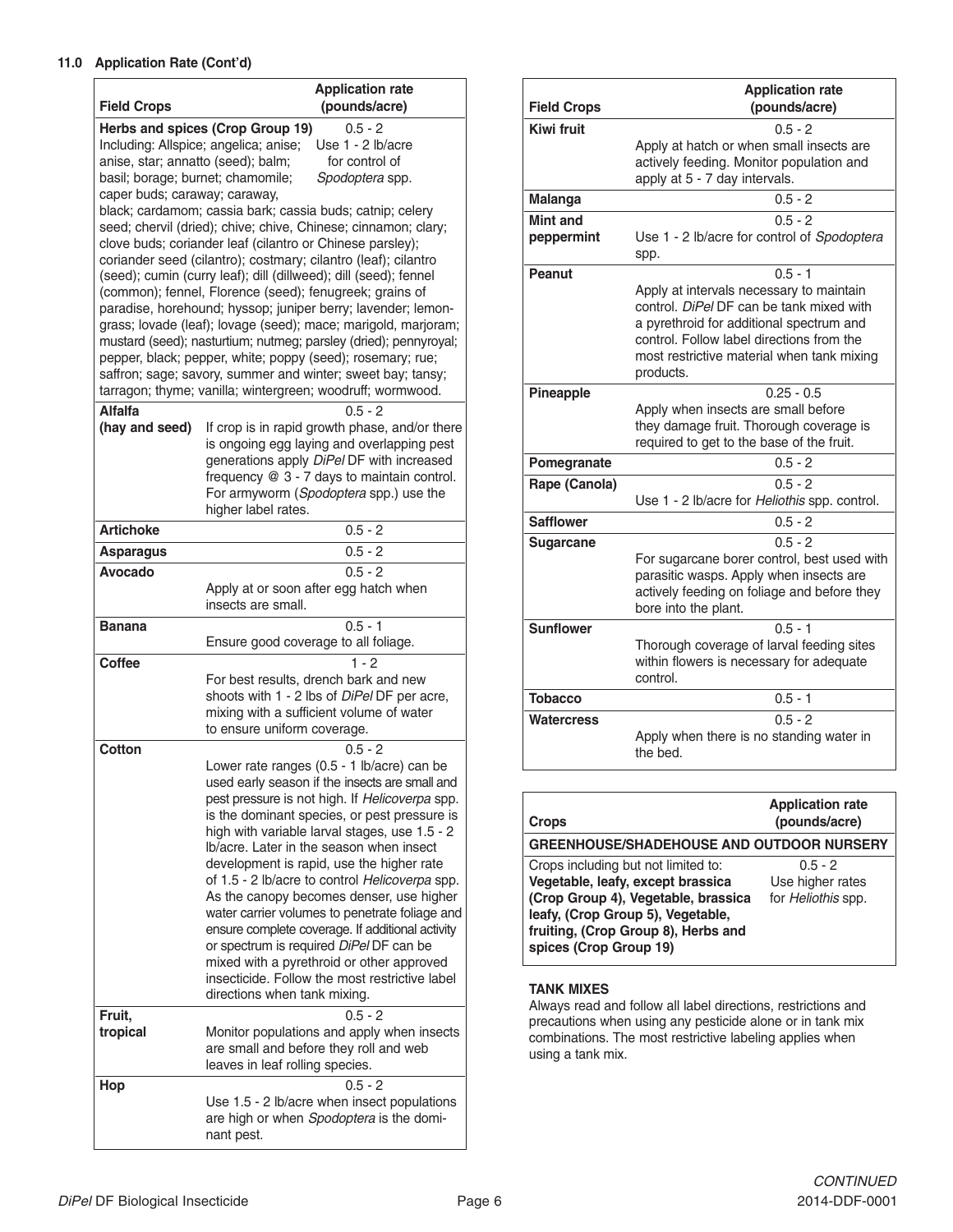**11.0 Application Rate (Cont'd)**

| Field Crops | Application rate (pounds/acre) |
|---|---|
| **Herbs and spices (Crop Group 19)** Including: Allspice; angelica; anise; anise, star; annatto (seed); balm; basil; borage; burnet; chamomile; caper buds; caraway; caraway, black; cardamom; cassia bark; cassia buds; catnip; celery seed; chervil (dried); chive; chive, Chinese; cinnamon; clary; clove buds; coriander leaf (cilantro or Chinese parsley); coriander seed (cilantro); costmary; cilantro (leaf); cilantro (seed); cumin (curry leaf); dill (dillweed); dill (seed); fennel (common); fennel, Florence (seed); fenugreek; grains of paradise, horehound; hyssop; juniper berry; lavender; lemongrass; lovade (leaf); lovage (seed); mace; marigold, marjoram; mustard (seed); nasturtium; nutmeg; parsley (dried); pennyroyal; pepper, black; pepper, white; poppy (seed); rosemary; rue; saffron; sage; savory, summer and winter; sweet bay; tansy; tarragon; thyme; vanilla; wintergreen; woodruff; wormwood. | 0.5 - 2<br>Use 1 - 2 lb/acre for control of *Spodoptera* spp. |
| **Alfalfa (hay and seed)** | 0.5 - 2<br>If crop is in rapid growth phase, and/or there is ongoing egg laying and overlapping pest generations apply *DiPel* DF with increased frequency @ 3 - 7 days to maintain control. For armyworm (*Spodoptera* spp.) use the higher label rates. |
| **Artichoke** | 0.5 - 2 |
| **Asparagus** | 0.5 - 2 |
| **Avocado** | 0.5 - 2<br>Apply at or soon after egg hatch when insects are small. |
| **Banana** | 0.5 - 1<br>Ensure good coverage to all foliage. |
| **Coffee** | 1 - 2<br>For best results, drench bark and new shoots with 1 - 2 lbs of *DiPel* DF per acre, mixing with a sufficient volume of water to ensure uniform coverage. |
| **Cotton** | 0.5 - 2<br>Lower rate ranges (0.5 - 1 lb/acre) can be used early season if the insects are small and pest pressure is not high. If *Helicoverpa* spp. is the dominant species, or pest pressure is high with variable larval stages, use 1.5 - 2 lb/acre. Later in the season when insect development is rapid, use the higher rate of 1.5 - 2 lb/acre to control *Helicoverpa* spp. As the canopy becomes denser, use higher water carrier volumes to penetrate foliage and ensure complete coverage. If additional activity or spectrum is required *DiPel* DF can be mixed with a pyrethroid or other approved insecticide. Follow the most restrictive label directions when tank mixing. |
| **Fruit, tropical** | 0.5 - 2<br>Monitor populations and apply when insects are small and before they roll and web leaves in leaf rolling species. |
| **Hop** | 0.5 - 2<br>Use 1.5 - 2 lb/acre when insect populations are high or when *Spodoptera* is the dominant pest. |

| Field Crops | Application rate (pounds/acre) |
|---|---|
| **Kiwi fruit** | 0.5 - 2<br>Apply at hatch or when small insects are actively feeding. Monitor population and apply at 5 - 7 day intervals. |
| **Malanga** | 0.5 - 2 |
| **Mint and peppermint** | 0.5 - 2<br>Use 1 - 2 lb/acre for control of *Spodoptera* spp. |
| **Peanut** | 0.5 - 1<br>Apply at intervals necessary to maintain control. *DiPel* DF can be tank mixed with a pyrethroid for additional spectrum and control. Follow label directions from the most restrictive material when tank mixing products. |
| **Pineapple** | 0.25 - 0.5<br>Apply when insects are small before they damage fruit. Thorough coverage is required to get to the base of the fruit. |
| **Pomegranate** | 0.5 - 2 |
| **Rape (Canola)** | 0.5 - 2<br>Use 1 - 2 lb/acre for *Heliothis* spp. control. |
| **Safflower** | 0.5 - 2 |
| **Sugarcane** | 0.5 - 2<br>For sugarcane borer control, best used with parasitic wasps. Apply when insects are actively feeding on foliage and before they bore into the plant. |
| **Sunflower** | 0.5 - 1<br>Thorough coverage of larval feeding sites within flowers is necessary for adequate control. |
| **Tobacco** | 0.5 - 1 |
| **Watercress** | 0.5 - 2<br>Apply when there is no standing water in the bed. |

| Crops | Application rate (pounds/acre) |
|---|---|
| **GREENHOUSE/SHADEHOUSE AND OUTDOOR NURSERY** | |
| Crops including but not limited to: **Vegetable, leafy, except brassica (Crop Group 4), Vegetable, brassica leafy, (Crop Group 5), Vegetable, fruiting, (Crop Group 8), Herbs and spices (Crop Group 19)** | 0.5 - 2<br>Use higher rates for *Heliothis* spp. |

**TANK MIXES**

Always read and follow all label directions, restrictions and precautions when using any pesticide alone or in tank mix combinations. The most restrictive labeling applies when using a tank mix.

*CONTINUED*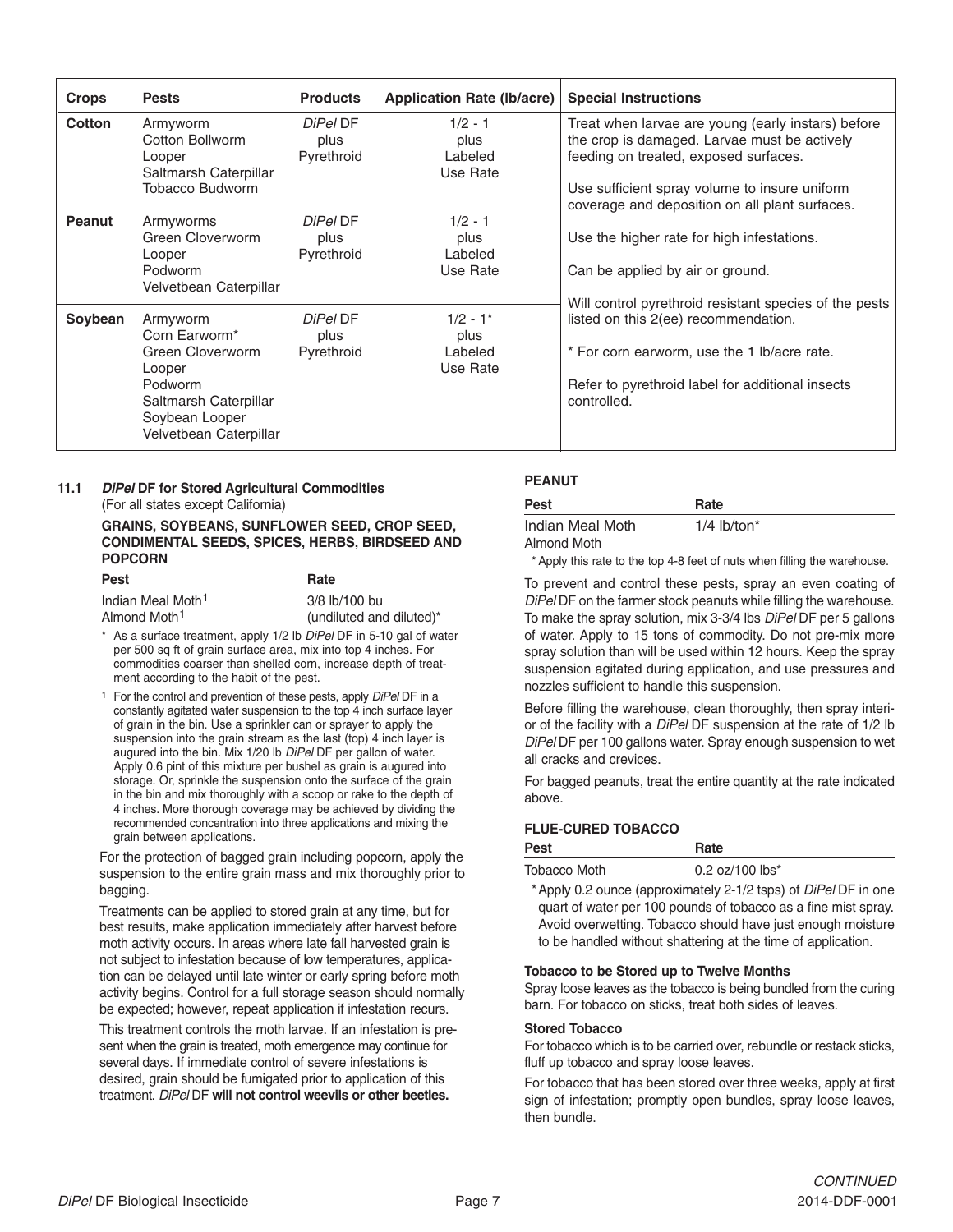| Crops | Pests | Products | Application Rate (lb/acre) | Special Instructions |
|---|---|---|---|---|
| **Cotton** | Armyworm<br>Cotton Bollworm<br>Looper<br>Saltmarsh Caterpillar<br>Tobacco Budworm | *DiPel* DF<br>plus<br>Pyrethroid | 1/2 - 1<br>plus<br>Labeled<br>Use Rate | Treat when larvae are young (early instars) before the crop is damaged. Larvae must be actively feeding on treated, exposed surfaces.<br><br>Use sufficient spray volume to insure uniform coverage and deposition on all plant surfaces.<br><br>Use the higher rate for high infestations.<br><br>Can be applied by air or ground.<br><br>Will control pyrethroid resistant species of the pests listed on this 2(ee) recommendation.<br><br>* For corn earworm, use the 1 lb/acre rate.<br><br>Refer to pyrethroid label for additional insects controlled. |
| **Peanut** | Armyworms<br>Green Cloverworm<br>Looper<br>Podworm<br>Velvetbean Caterpillar | *DiPel* DF<br>plus<br>Pyrethroid | 1/2 - 1<br>plus<br>Labeled<br>Use Rate | |
| **Soybean** | Armyworm<br>Corn Earworm*<br>Green Cloverworm<br>Looper<br>Podworm<br>Saltmarsh Caterpillar<br>Soybean Looper<br>Velvetbean Caterpillar | *DiPel* DF<br>plus<br>Pyrethroid | 1/2 - 1*<br>plus<br>Labeled<br>Use Rate | |

### 11.1 *DiPel* DF for Stored Agricultural Commodities

(For all states except California)

**GRAINS, SOYBEANS, SUNFLOWER SEED, CROP SEED, CONDIMENTAL SEEDS, SPICES, HERBS, BIRDSEED AND POPCORN**

| Pest | Rate |
|---|---|
| Indian Meal Moth[1]<br>Almond Moth[1] | 3/8 lb/100 bu<br>(undiluted and diluted)* |

\* As a surface treatment, apply 1/2 lb *DiPel* DF in 5-10 gal of water per 500 sq ft of grain surface area, mix into top 4 inches. For commodities coarser than shelled corn, increase depth of treatment according to the habit of the pest.

[1] For the control and prevention of these pests, apply *DiPel* DF in a constantly agitated water suspension to the top 4 inch surface layer of grain in the bin. Use a sprinkler can or sprayer to apply the suspension into the grain stream as the last (top) 4 inch layer is augured into the bin. Mix 1/20 lb *DiPel* DF per gallon of water. Apply 0.6 pint of this mixture per bushel as grain is augured into storage. Or, sprinkle the suspension onto the surface of the grain in the bin and mix thoroughly with a scoop or rake to the depth of 4 inches. More thorough coverage may be achieved by dividing the recommended concentration into three applications and mixing the grain between applications.

For the protection of bagged grain including popcorn, apply the suspension to the entire grain mass and mix thoroughly prior to bagging.

Treatments can be applied to stored grain at any time, but for best results, make application immediately after harvest before moth activity occurs. In areas where late fall harvested grain is not subject to infestation because of low temperatures, application can be delayed until late winter or early spring before moth activity begins. Control for a full storage season should normally be expected; however, repeat application if infestation recurs.

This treatment controls the moth larvae. If an infestation is present when the grain is treated, moth emergence may continue for several days. If immediate control of severe infestations is desired, grain should be fumigated prior to application of this treatment. *DiPel* DF **will not control weevils or other beetles.**

**PEANUT**

| Pest | Rate |
|---|---|
| Indian Meal Moth<br>Almond Moth | 1/4 lb/ton* |

\* Apply this rate to the top 4-8 feet of nuts when filling the warehouse.

To prevent and control these pests, spray an even coating of *DiPel* DF on the farmer stock peanuts while filling the warehouse. To make the spray solution, mix 3-3/4 lbs *DiPel* DF per 5 gallons of water. Apply to 15 tons of commodity. Do not pre-mix more spray solution than will be used within 12 hours. Keep the spray suspension agitated during application, and use pressures and nozzles sufficient to handle this suspension.

Before filling the warehouse, clean thoroughly, then spray interior of the facility with a *DiPel* DF suspension at the rate of 1/2 lb *DiPel* DF per 100 gallons water. Spray enough suspension to wet all cracks and crevices.

For bagged peanuts, treat the entire quantity at the rate indicated above.

**FLUE-CURED TOBACCO**

| Pest | Rate |
|---|---|
| Tobacco Moth | 0.2 oz/100 lbs* |

\* Apply 0.2 ounce (approximately 2-1/2 tsps) of *DiPel* DF in one quart of water per 100 pounds of tobacco as a fine mist spray. Avoid overwetting. Tobacco should have just enough moisture to be handled without shattering at the time of application.

**Tobacco to be Stored up to Twelve Months**

Spray loose leaves as the tobacco is being bundled from the curing barn. For tobacco on sticks, treat both sides of leaves.

**Stored Tobacco**

For tobacco which is to be carried over, rebundle or restack sticks, fluff up tobacco and spray loose leaves.

For tobacco that has been stored over three weeks, apply at first sign of infestation; promptly open bundles, spray loose leaves, then bundle.

*CONTINUED*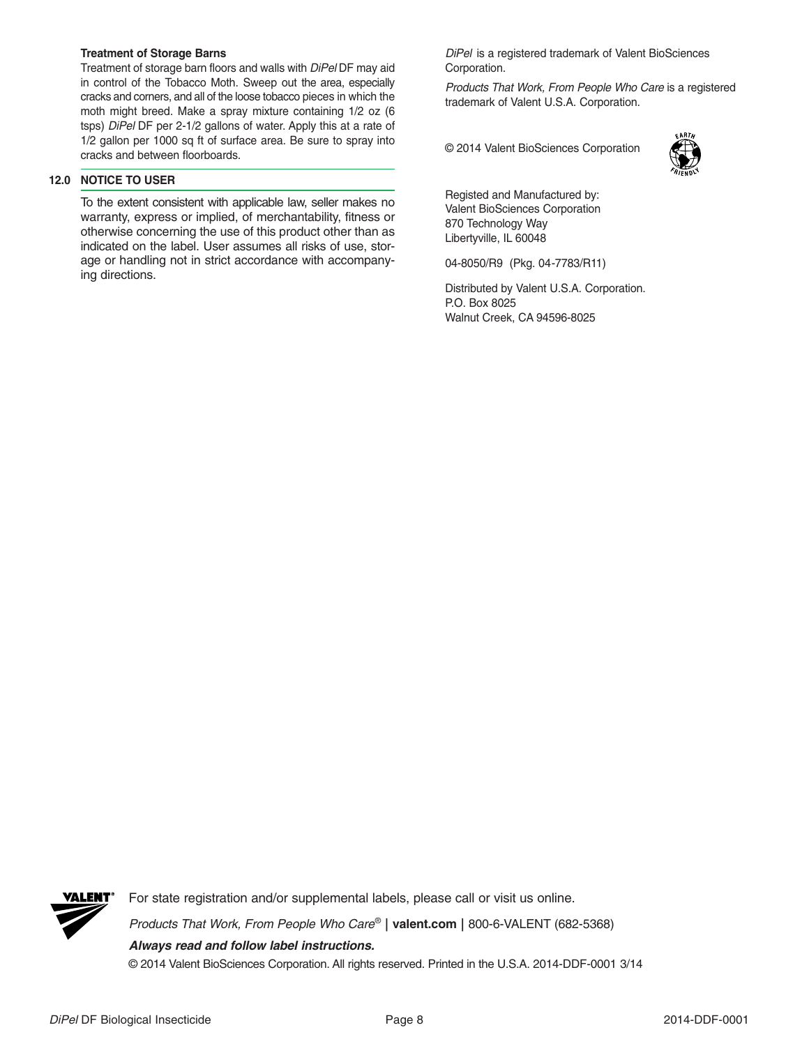**Treatment of Storage Barns**

Treatment of storage barn floors and walls with *DiPel* DF may aid in control of the Tobacco Moth. Sweep out the area, especially cracks and corners, and all of the loose tobacco pieces in which the moth might breed. Make a spray mixture containing 1/2 oz (6 tsps) *DiPel* DF per 2-1/2 gallons of water. Apply this at a rate of 1/2 gallon per 1000 sq ft of surface area. Be sure to spray into cracks and between floorboards.

## 12.0 NOTICE TO USER

To the extent consistent with applicable law, seller makes no warranty, express or implied, of merchantability, fitness or otherwise concerning the use of this product other than as indicated on the label. User assumes all risks of use, storage or handling not in strict accordance with accompanying directions.

*DiPel* is a registered trademark of Valent BioSciences Corporation.

*Products That Work, From People Who Care* is a registered trademark of Valent U.S.A. Corporation.

© 2014 Valent BioSciences Corporation

EARTH FRIENDLY

Registed and Manufactured by:
Valent BioSciences Corporation
870 Technology Way
Libertyville, IL 60048

04-8050/R9 (Pkg. 04-7783/R11)

Distributed by Valent U.S.A. Corporation.
P.O. Box 8025
Walnut Creek, CA 94596-8025

VALENT®

For state registration and/or supplemental labels, please call or visit us online.

*Products That Work, From People Who Care®* | **valent.com** | 800-6-VALENT (682-5368)

***Always read and follow label instructions.***

© 2014 Valent BioSciences Corporation. All rights reserved. Printed in the U.S.A. 2014-DDF-0001 3/14